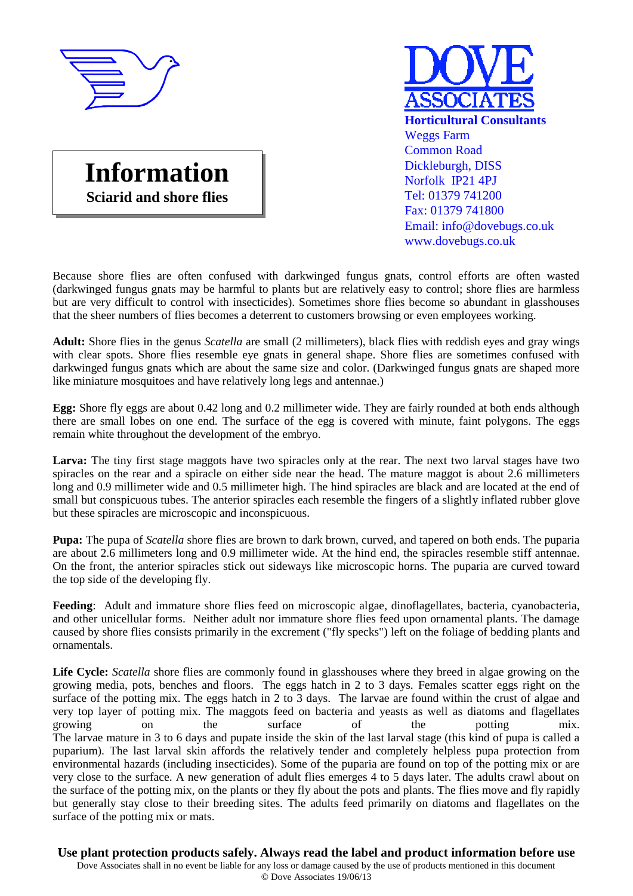**DOVE ASSOCIATES**

**Horticultural Consultants**
Weggs Farm
Common Road
Dickleburgh, DISS
Norfolk IP21 4PJ
Tel: 01379 741200
Fax: 01379 741800
Email: info@dovebugs.co.uk
www.dovebugs.co.uk

# Information

## Sciarid and shore flies

Because shore flies are often confused with darkwinged fungus gnats, control efforts are often wasted (darkwinged fungus gnats may be harmful to plants but are relatively easy to control; shore flies are harmless but are very difficult to control with insecticides). Sometimes shore flies become so abundant in glasshouses that the sheer numbers of flies becomes a deterrent to customers browsing or even employees working.

**Adult:** Shore flies in the genus *Scatella* are small (2 millimeters), black flies with reddish eyes and gray wings with clear spots. Shore flies resemble eye gnats in general shape. Shore flies are sometimes confused with darkwinged fungus gnats which are about the same size and color. (Darkwinged fungus gnats are shaped more like miniature mosquitoes and have relatively long legs and antennae.)

**Egg:** Shore fly eggs are about 0.42 long and 0.2 millimeter wide. They are fairly rounded at both ends although there are small lobes on one end. The surface of the egg is covered with minute, faint polygons. The eggs remain white throughout the development of the embryo.

**Larva:** The tiny first stage maggots have two spiracles only at the rear. The next two larval stages have two spiracles on the rear and a spiracle on either side near the head. The mature maggot is about 2.6 millimeters long and 0.9 millimeter wide and 0.5 millimeter high. The hind spiracles are black and are located at the end of small but conspicuous tubes. The anterior spiracles each resemble the fingers of a slightly inflated rubber glove but these spiracles are microscopic and inconspicuous.

**Pupa:** The pupa of *Scatella* shore flies are brown to dark brown, curved, and tapered on both ends. The puparia are about 2.6 millimeters long and 0.9 millimeter wide. At the hind end, the spiracles resemble stiff antennae. On the front, the anterior spiracles stick out sideways like microscopic horns. The puparia are curved toward the top side of the developing fly.

**Feeding**: Adult and immature shore flies feed on microscopic algae, dinoflagellates, bacteria, cyanobacteria, and other unicellular forms. Neither adult nor immature shore flies feed upon ornamental plants. The damage caused by shore flies consists primarily in the excrement ("fly specks") left on the foliage of bedding plants and ornamentals.

**Life Cycle:** *Scatella* shore flies are commonly found in glasshouses where they breed in algae growing on the growing media, pots, benches and floors. The eggs hatch in 2 to 3 days. Females scatter eggs right on the surface of the potting mix. The eggs hatch in 2 to 3 days. The larvae are found within the crust of algae and very top layer of potting mix. The maggots feed on bacteria and yeasts as well as diatoms and flagellates growing on the surface of the potting mix.
The larvae mature in 3 to 6 days and pupate inside the skin of the last larval stage (this kind of pupa is called a puparium). The last larval skin affords the relatively tender and completely helpless pupa protection from environmental hazards (including insecticides). Some of the puparia are found on top of the potting mix or are very close to the surface. A new generation of adult flies emerges 4 to 5 days later. The adults crawl about on the surface of the potting mix, on the plants or they fly about the pots and plants. The flies move and fly rapidly but generally stay close to their breeding sites. The adults feed primarily on diatoms and flagellates on the surface of the potting mix or mats.

**Use plant protection products safely. Always read the label and product information before use**

Dove Associates shall in no event be liable for any loss or damage caused by the use of products mentioned in this document

© Dove Associates 19/06/13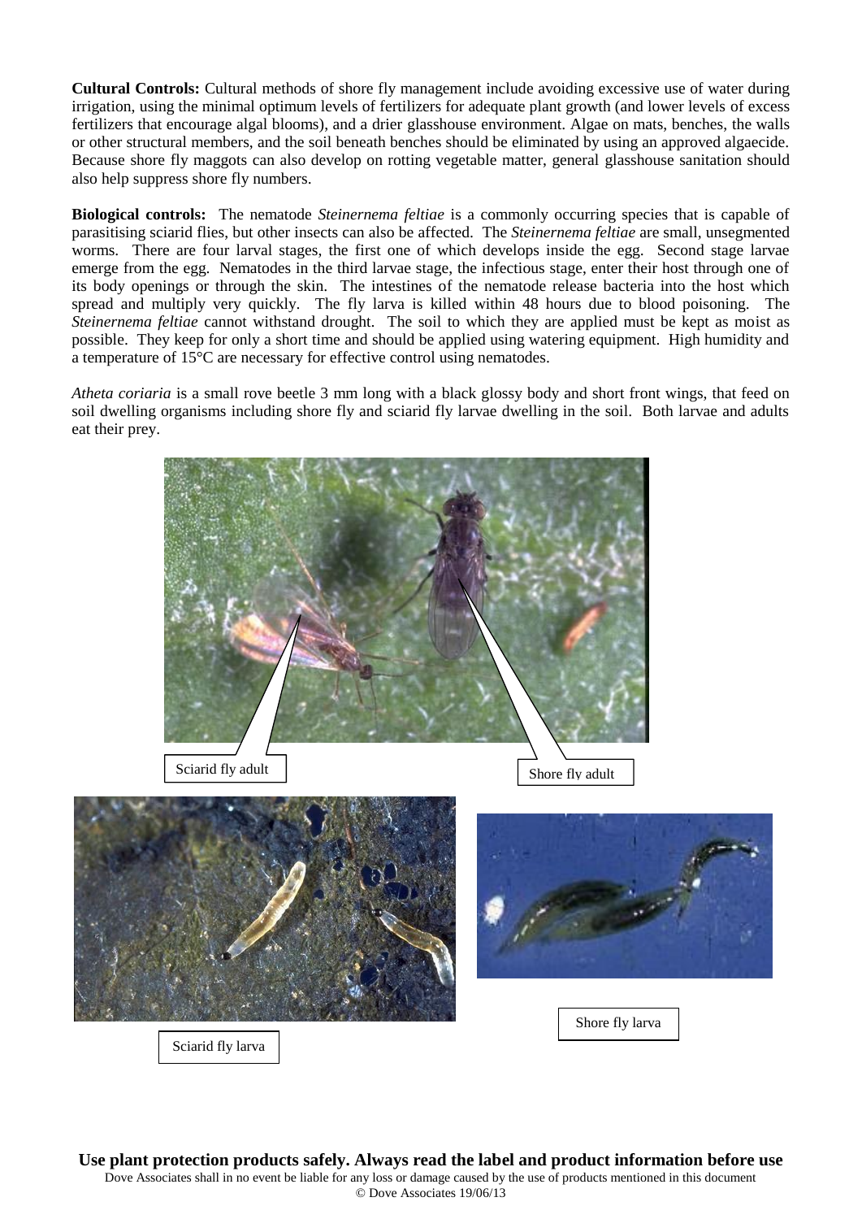**Cultural Controls:** Cultural methods of shore fly management include avoiding excessive use of water during irrigation, using the minimal optimum levels of fertilizers for adequate plant growth (and lower levels of excess fertilizers that encourage algal blooms), and a drier glasshouse environment. Algae on mats, benches, the walls or other structural members, and the soil beneath benches should be eliminated by using an approved algaecide. Because shore fly maggots can also develop on rotting vegetable matter, general glasshouse sanitation should also help suppress shore fly numbers.

**Biological controls:** The nematode *Steinernema feltiae* is a commonly occurring species that is capable of parasitising sciarid flies, but other insects can also be affected. The *Steinernema feltiae* are small, unsegmented worms. There are four larval stages, the first one of which develops inside the egg. Second stage larvae emerge from the egg. Nematodes in the third larvae stage, the infectious stage, enter their host through one of its body openings or through the skin. The intestines of the nematode release bacteria into the host which spread and multiply very quickly. The fly larva is killed within 48 hours due to blood poisoning. The *Steinernema feltiae* cannot withstand drought. The soil to which they are applied must be kept as moist as possible. They keep for only a short time and should be applied using watering equipment. High humidity and a temperature of 15°C are necessary for effective control using nematodes.

*Atheta coriaria* is a small rove beetle 3 mm long with a black glossy body and short front wings, that feed on soil dwelling organisms including shore fly and sciarid fly larvae dwelling in the soil. Both larvae and adults eat their prey.

Sciarid fly adult

Shore fly adult

Sciarid fly larva

Shore fly larva

**Use plant protection products safely. Always read the label and product information before use**

Dove Associates shall in no event be liable for any loss or damage caused by the use of products mentioned in this document

© Dove Associates 19/06/13